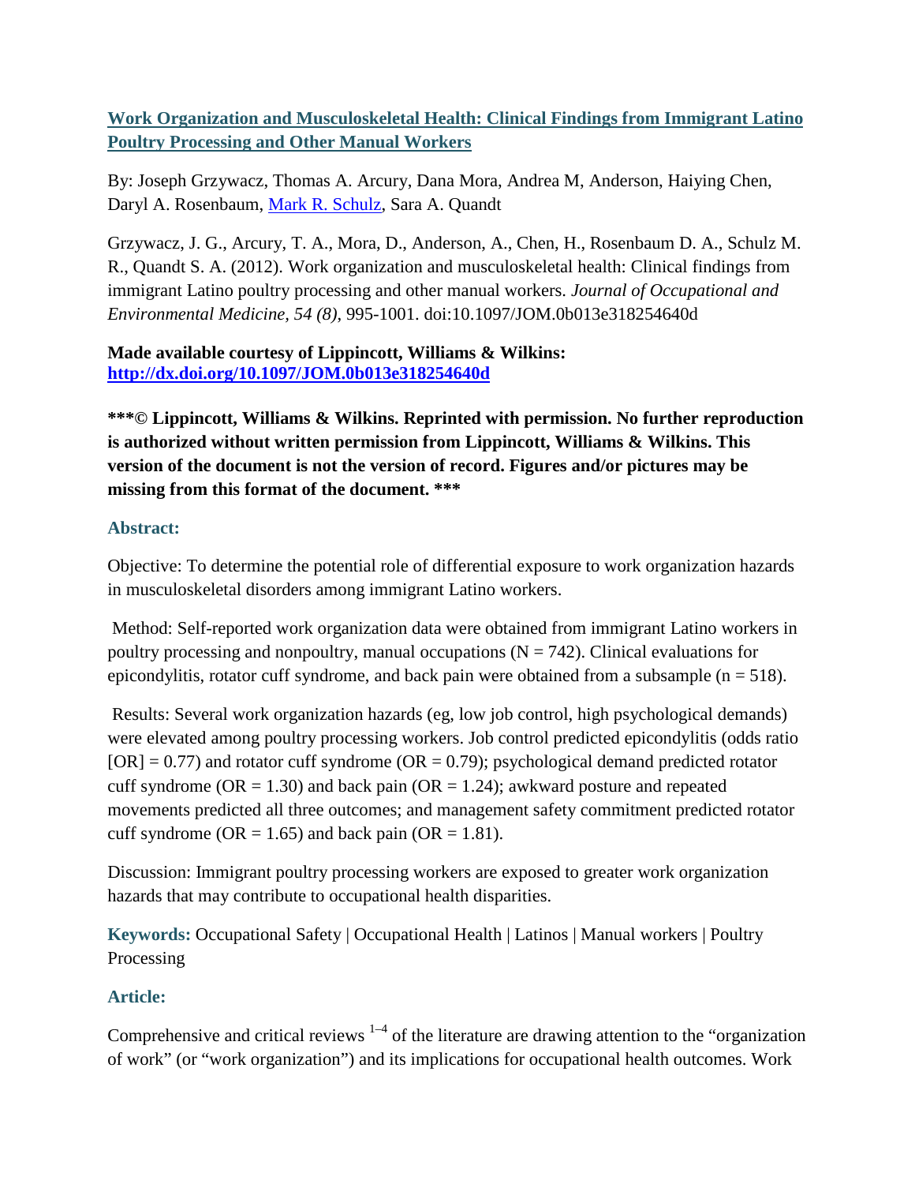# [Work Organization and Musculoskeletal Health: Clinical Findings from Immigrant Latino Poultry Processing and Other Manual Workers](http://dx.doi.org/10.1097/JOM.0b013e318254640d)

By: Joseph Grzywacz, Thomas A. Arcury, Dana Mora, Andrea M, Anderson, Haiying Chen, Daryl A. Rosenbaum, Mark R. Schulz, Sara A. Quandt

Grzywacz, J. G., Arcury, T. A., Mora, D., Anderson, A., Chen, H., Rosenbaum D. A., Schulz M. R., Quandt S. A. (2012). Work organization and musculoskeletal health: Clinical findings from immigrant Latino poultry processing and other manual workers. *Journal of Occupational and Environmental Medicine, 54 (8)*, 995-1001. doi:10.1097/JOM.0b013e318254640d

**Made available courtesy of Lippincott, Williams & Wilkins: [http://dx.doi.org/10.1097/JOM.0b013e318254640d](http://dx.doi.org/10.1097/JOM.0b013e318254640d)**

**\*\*\*© Lippincott, Williams & Wilkins. Reprinted with permission. No further reproduction is authorized without written permission from Lippincott, Williams & Wilkins. This version of the document is not the version of record. Figures and/or pictures may be missing from this format of the document. \*\*\***

## Abstract:

Objective: To determine the potential role of differential exposure to work organization hazards in musculoskeletal disorders among immigrant Latino workers.

Method: Self-reported work organization data were obtained from immigrant Latino workers in poultry processing and nonpoultry, manual occupations (N = 742). Clinical evaluations for epicondylitis, rotator cuff syndrome, and back pain were obtained from a subsample (n = 518).

Results: Several work organization hazards (eg, low job control, high psychological demands) were elevated among poultry processing workers. Job control predicted epicondylitis (odds ratio [OR] = 0.77) and rotator cuff syndrome (OR = 0.79); psychological demand predicted rotator cuff syndrome (OR = 1.30) and back pain (OR = 1.24); awkward posture and repeated movements predicted all three outcomes; and management safety commitment predicted rotator cuff syndrome (OR = 1.65) and back pain (OR = 1.81).

Discussion: Immigrant poultry processing workers are exposed to greater work organization hazards that may contribute to occupational health disparities.

**Keywords:** Occupational Safety | Occupational Health | Latinos | Manual workers | Poultry Processing

## Article:

Comprehensive and critical reviews [1–4] of the literature are drawing attention to the "organization of work" (or "work organization") and its implications for occupational health outcomes. Work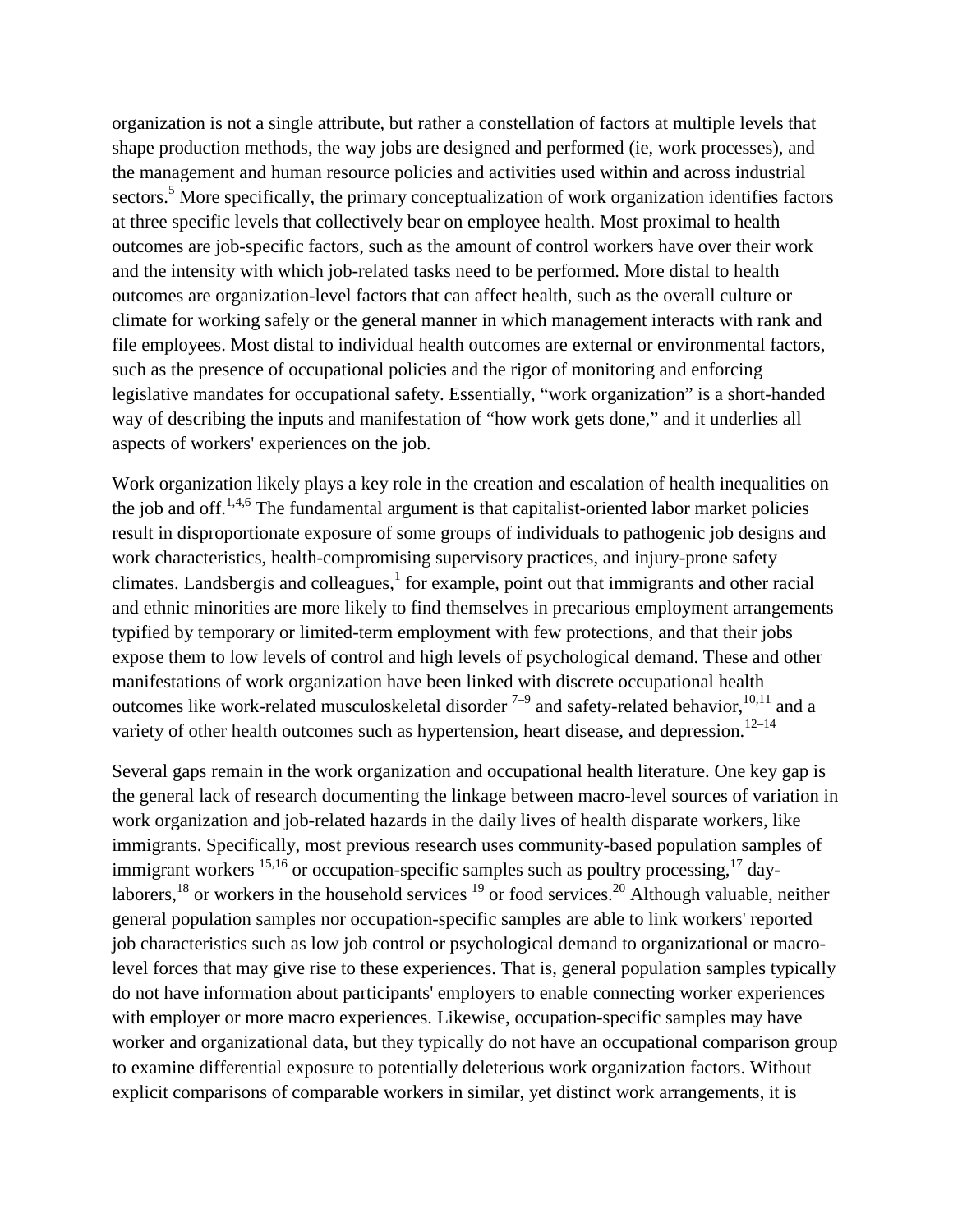organization is not a single attribute, but rather a constellation of factors at multiple levels that shape production methods, the way jobs are designed and performed (ie, work processes), and the management and human resource policies and activities used within and across industrial sectors.[5] More specifically, the primary conceptualization of work organization identifies factors at three specific levels that collectively bear on employee health. Most proximal to health outcomes are job-specific factors, such as the amount of control workers have over their work and the intensity with which job-related tasks need to be performed. More distal to health outcomes are organization-level factors that can affect health, such as the overall culture or climate for working safely or the general manner in which management interacts with rank and file employees. Most distal to individual health outcomes are external or environmental factors, such as the presence of occupational policies and the rigor of monitoring and enforcing legislative mandates for occupational safety. Essentially, "work organization" is a short-handed way of describing the inputs and manifestation of "how work gets done," and it underlies all aspects of workers' experiences on the job.

Work organization likely plays a key role in the creation and escalation of health inequalities on the job and off.[1,4,6] The fundamental argument is that capitalist-oriented labor market policies result in disproportionate exposure of some groups of individuals to pathogenic job designs and work characteristics, health-compromising supervisory practices, and injury-prone safety climates. Landsbergis and colleagues,[1] for example, point out that immigrants and other racial and ethnic minorities are more likely to find themselves in precarious employment arrangements typified by temporary or limited-term employment with few protections, and that their jobs expose them to low levels of control and high levels of psychological demand. These and other manifestations of work organization have been linked with discrete occupational health outcomes like work-related musculoskeletal disorder [7–9] and safety-related behavior,[10,11] and a variety of other health outcomes such as hypertension, heart disease, and depression.[12–14]

Several gaps remain in the work organization and occupational health literature. One key gap is the general lack of research documenting the linkage between macro-level sources of variation in work organization and job-related hazards in the daily lives of health disparate workers, like immigrants. Specifically, most previous research uses community-based population samples of immigrant workers [15,16] or occupation-specific samples such as poultry processing,[17] day-laborers,[18] or workers in the household services [19] or food services.[20] Although valuable, neither general population samples nor occupation-specific samples are able to link workers' reported job characteristics such as low job control or psychological demand to organizational or macro-level forces that may give rise to these experiences. That is, general population samples typically do not have information about participants' employers to enable connecting worker experiences with employer or more macro experiences. Likewise, occupation-specific samples may have worker and organizational data, but they typically do not have an occupational comparison group to examine differential exposure to potentially deleterious work organization factors. Without explicit comparisons of comparable workers in similar, yet distinct work arrangements, it is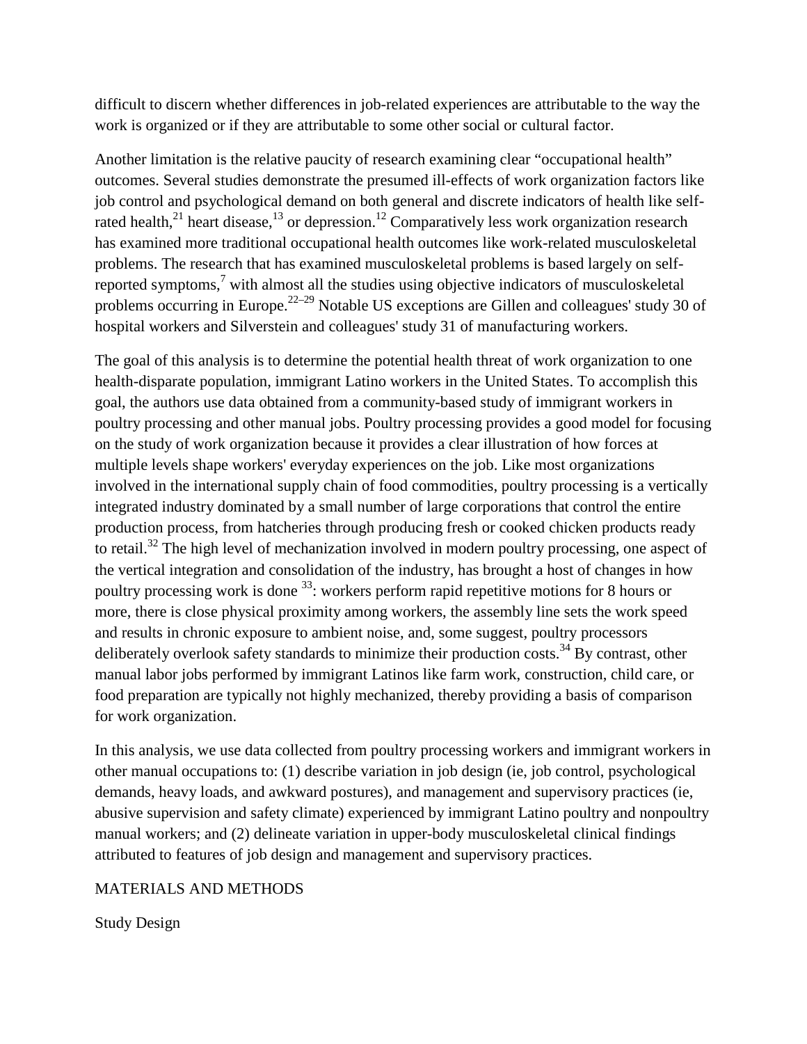difficult to discern whether differences in job-related experiences are attributable to the way the work is organized or if they are attributable to some other social or cultural factor.

Another limitation is the relative paucity of research examining clear "occupational health" outcomes. Several studies demonstrate the presumed ill-effects of work organization factors like job control and psychological demand on both general and discrete indicators of health like self-rated health,[21] heart disease,[13] or depression.[12] Comparatively less work organization research has examined more traditional occupational health outcomes like work-related musculoskeletal problems. The research that has examined musculoskeletal problems is based largely on self-reported symptoms,[7] with almost all the studies using objective indicators of musculoskeletal problems occurring in Europe.[22–29] Notable US exceptions are Gillen and colleagues' study 30 of hospital workers and Silverstein and colleagues' study 31 of manufacturing workers.

The goal of this analysis is to determine the potential health threat of work organization to one health-disparate population, immigrant Latino workers in the United States. To accomplish this goal, the authors use data obtained from a community-based study of immigrant workers in poultry processing and other manual jobs. Poultry processing provides a good model for focusing on the study of work organization because it provides a clear illustration of how forces at multiple levels shape workers' everyday experiences on the job. Like most organizations involved in the international supply chain of food commodities, poultry processing is a vertically integrated industry dominated by a small number of large corporations that control the entire production process, from hatcheries through producing fresh or cooked chicken products ready to retail.[32] The high level of mechanization involved in modern poultry processing, one aspect of the vertical integration and consolidation of the industry, has brought a host of changes in how poultry processing work is done [33]: workers perform rapid repetitive motions for 8 hours or more, there is close physical proximity among workers, the assembly line sets the work speed and results in chronic exposure to ambient noise, and, some suggest, poultry processors deliberately overlook safety standards to minimize their production costs.[34] By contrast, other manual labor jobs performed by immigrant Latinos like farm work, construction, child care, or food preparation are typically not highly mechanized, thereby providing a basis of comparison for work organization.

In this analysis, we use data collected from poultry processing workers and immigrant workers in other manual occupations to: (1) describe variation in job design (ie, job control, psychological demands, heavy loads, and awkward postures), and management and supervisory practices (ie, abusive supervision and safety climate) experienced by immigrant Latino poultry and nonpoultry manual workers; and (2) delineate variation in upper-body musculoskeletal clinical findings attributed to features of job design and management and supervisory practices.

## MATERIALS AND METHODS

### Study Design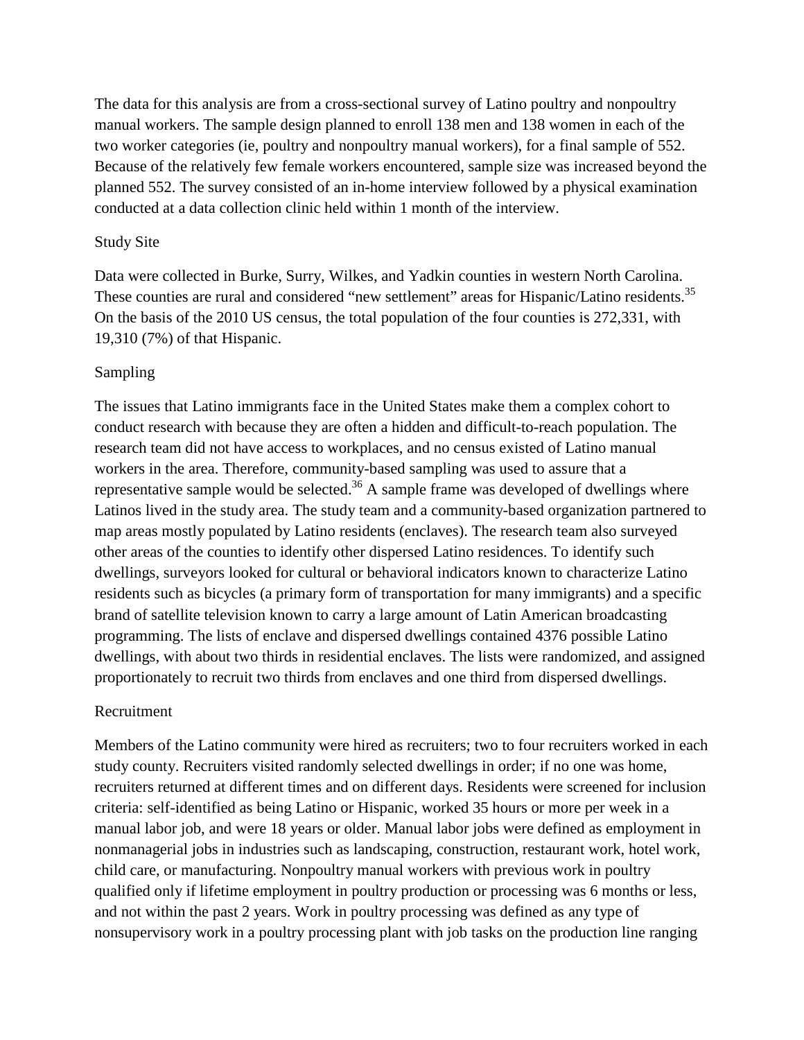The data for this analysis are from a cross-sectional survey of Latino poultry and nonpoultry manual workers. The sample design planned to enroll 138 men and 138 women in each of the two worker categories (ie, poultry and nonpoultry manual workers), for a final sample of 552. Because of the relatively few female workers encountered, sample size was increased beyond the planned 552. The survey consisted of an in-home interview followed by a physical examination conducted at a data collection clinic held within 1 month of the interview.

## Study Site

Data were collected in Burke, Surry, Wilkes, and Yadkin counties in western North Carolina. These counties are rural and considered "new settlement" areas for Hispanic/Latino residents.[35] On the basis of the 2010 US census, the total population of the four counties is 272,331, with 19,310 (7%) of that Hispanic.

## Sampling

The issues that Latino immigrants face in the United States make them a complex cohort to conduct research with because they are often a hidden and difficult-to-reach population. The research team did not have access to workplaces, and no census existed of Latino manual workers in the area. Therefore, community-based sampling was used to assure that a representative sample would be selected.[36] A sample frame was developed of dwellings where Latinos lived in the study area. The study team and a community-based organization partnered to map areas mostly populated by Latino residents (enclaves). The research team also surveyed other areas of the counties to identify other dispersed Latino residences. To identify such dwellings, surveyors looked for cultural or behavioral indicators known to characterize Latino residents such as bicycles (a primary form of transportation for many immigrants) and a specific brand of satellite television known to carry a large amount of Latin American broadcasting programming. The lists of enclave and dispersed dwellings contained 4376 possible Latino dwellings, with about two thirds in residential enclaves. The lists were randomized, and assigned proportionately to recruit two thirds from enclaves and one third from dispersed dwellings.

## Recruitment

Members of the Latino community were hired as recruiters; two to four recruiters worked in each study county. Recruiters visited randomly selected dwellings in order; if no one was home, recruiters returned at different times and on different days. Residents were screened for inclusion criteria: self-identified as being Latino or Hispanic, worked 35 hours or more per week in a manual labor job, and were 18 years or older. Manual labor jobs were defined as employment in nonmanagerial jobs in industries such as landscaping, construction, restaurant work, hotel work, child care, or manufacturing. Nonpoultry manual workers with previous work in poultry qualified only if lifetime employment in poultry production or processing was 6 months or less, and not within the past 2 years. Work in poultry processing was defined as any type of nonsupervisory work in a poultry processing plant with job tasks on the production line ranging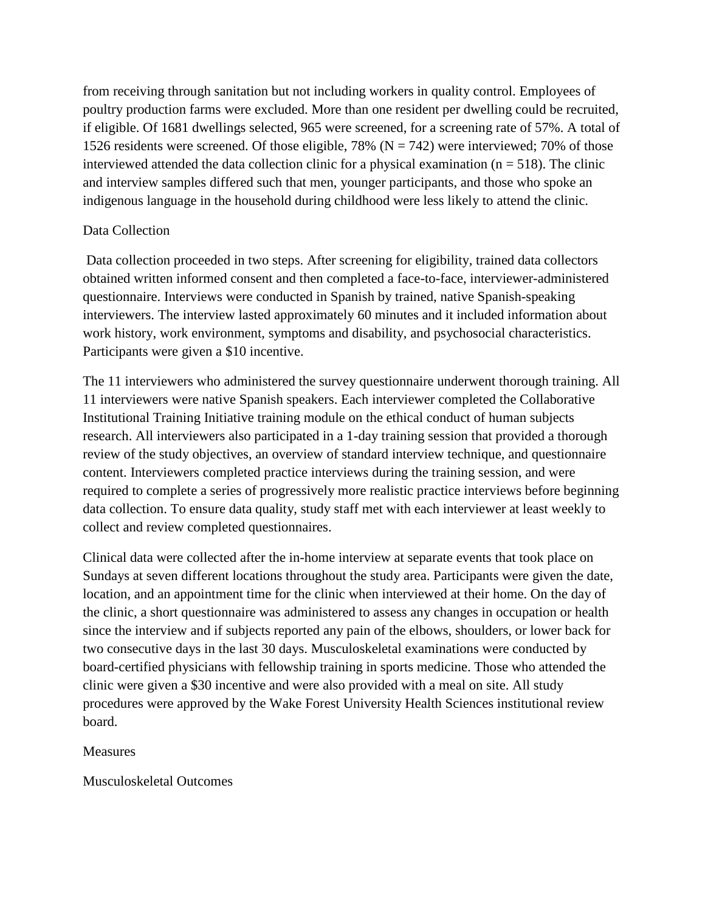from receiving through sanitation but not including workers in quality control. Employees of poultry production farms were excluded. More than one resident per dwelling could be recruited, if eligible. Of 1681 dwellings selected, 965 were screened, for a screening rate of 57%. A total of 1526 residents were screened. Of those eligible, 78% (N = 742) were interviewed; 70% of those interviewed attended the data collection clinic for a physical examination (n = 518). The clinic and interview samples differed such that men, younger participants, and those who spoke an indigenous language in the household during childhood were less likely to attend the clinic.

## Data Collection

Data collection proceeded in two steps. After screening for eligibility, trained data collectors obtained written informed consent and then completed a face-to-face, interviewer-administered questionnaire. Interviews were conducted in Spanish by trained, native Spanish-speaking interviewers. The interview lasted approximately 60 minutes and it included information about work history, work environment, symptoms and disability, and psychosocial characteristics. Participants were given a $10 incentive.

The 11 interviewers who administered the survey questionnaire underwent thorough training. All 11 interviewers were native Spanish speakers. Each interviewer completed the Collaborative Institutional Training Initiative training module on the ethical conduct of human subjects research. All interviewers also participated in a 1-day training session that provided a thorough review of the study objectives, an overview of standard interview technique, and questionnaire content. Interviewers completed practice interviews during the training session, and were required to complete a series of progressively more realistic practice interviews before beginning data collection. To ensure data quality, study staff met with each interviewer at least weekly to collect and review completed questionnaires.

Clinical data were collected after the in-home interview at separate events that took place on Sundays at seven different locations throughout the study area. Participants were given the date, location, and an appointment time for the clinic when interviewed at their home. On the day of the clinic, a short questionnaire was administered to assess any changes in occupation or health since the interview and if subjects reported any pain of the elbows, shoulders, or lower back for two consecutive days in the last 30 days. Musculoskeletal examinations were conducted by board-certified physicians with fellowship training in sports medicine. Those who attended the clinic were given a $30 incentive and were also provided with a meal on site. All study procedures were approved by the Wake Forest University Health Sciences institutional review board.

## Measures

### Musculoskeletal Outcomes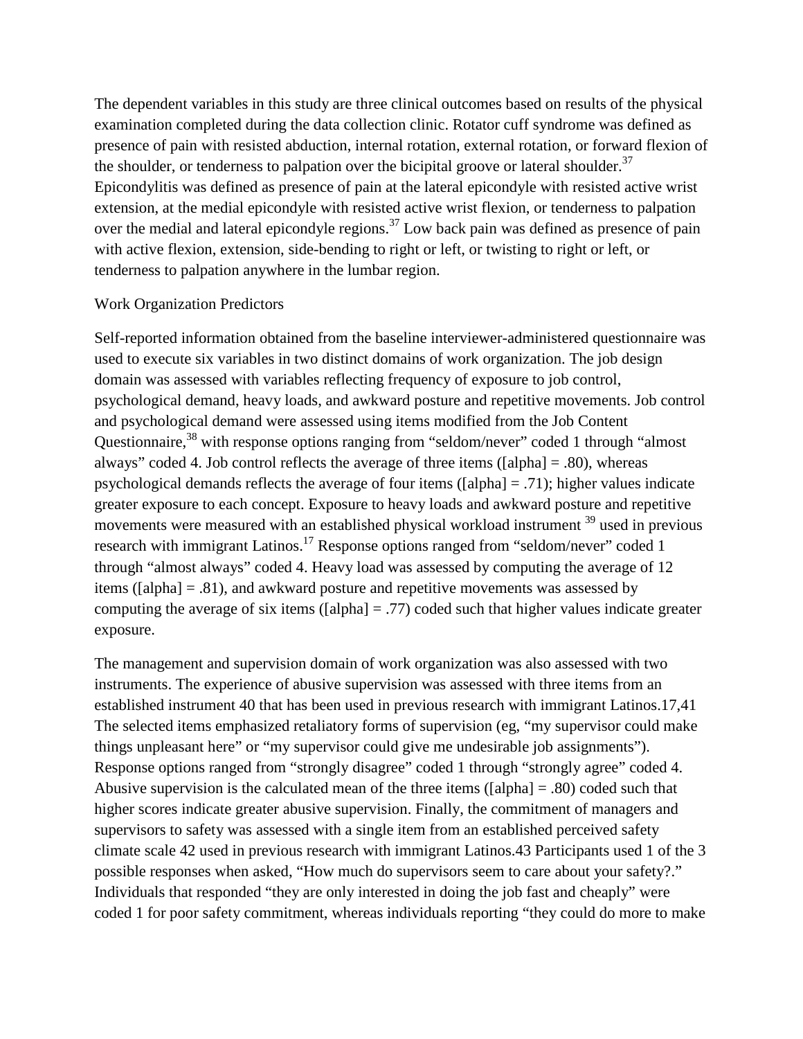The dependent variables in this study are three clinical outcomes based on results of the physical examination completed during the data collection clinic. Rotator cuff syndrome was defined as presence of pain with resisted abduction, internal rotation, external rotation, or forward flexion of the shoulder, or tenderness to palpation over the bicipital groove or lateral shoulder.[37] Epicondylitis was defined as presence of pain at the lateral epicondyle with resisted active wrist extension, at the medial epicondyle with resisted active wrist flexion, or tenderness to palpation over the medial and lateral epicondyle regions.[37] Low back pain was defined as presence of pain with active flexion, extension, side-bending to right or left, or twisting to right or left, or tenderness to palpation anywhere in the lumbar region.

## Work Organization Predictors

Self-reported information obtained from the baseline interviewer-administered questionnaire was used to execute six variables in two distinct domains of work organization. The job design domain was assessed with variables reflecting frequency of exposure to job control, psychological demand, heavy loads, and awkward posture and repetitive movements. Job control and psychological demand were assessed using items modified from the Job Content Questionnaire,[38] with response options ranging from "seldom/never" coded 1 through "almost always" coded 4. Job control reflects the average of three items ([alpha] = .80), whereas psychological demands reflects the average of four items ([alpha] = .71); higher values indicate greater exposure to each concept. Exposure to heavy loads and awkward posture and repetitive movements were measured with an established physical workload instrument [39] used in previous research with immigrant Latinos.[17] Response options ranged from "seldom/never" coded 1 through "almost always" coded 4. Heavy load was assessed by computing the average of 12 items ([alpha] = .81), and awkward posture and repetitive movements was assessed by computing the average of six items ([alpha] = .77) coded such that higher values indicate greater exposure.

The management and supervision domain of work organization was also assessed with two instruments. The experience of abusive supervision was assessed with three items from an established instrument 40 that has been used in previous research with immigrant Latinos.17,41 The selected items emphasized retaliatory forms of supervision (eg, "my supervisor could make things unpleasant here" or "my supervisor could give me undesirable job assignments"). Response options ranged from "strongly disagree" coded 1 through "strongly agree" coded 4. Abusive supervision is the calculated mean of the three items ([alpha] = .80) coded such that higher scores indicate greater abusive supervision. Finally, the commitment of managers and supervisors to safety was assessed with a single item from an established perceived safety climate scale 42 used in previous research with immigrant Latinos.43 Participants used 1 of the 3 possible responses when asked, "How much do supervisors seem to care about your safety?." Individuals that responded "they are only interested in doing the job fast and cheaply" were coded 1 for poor safety commitment, whereas individuals reporting "they could do more to make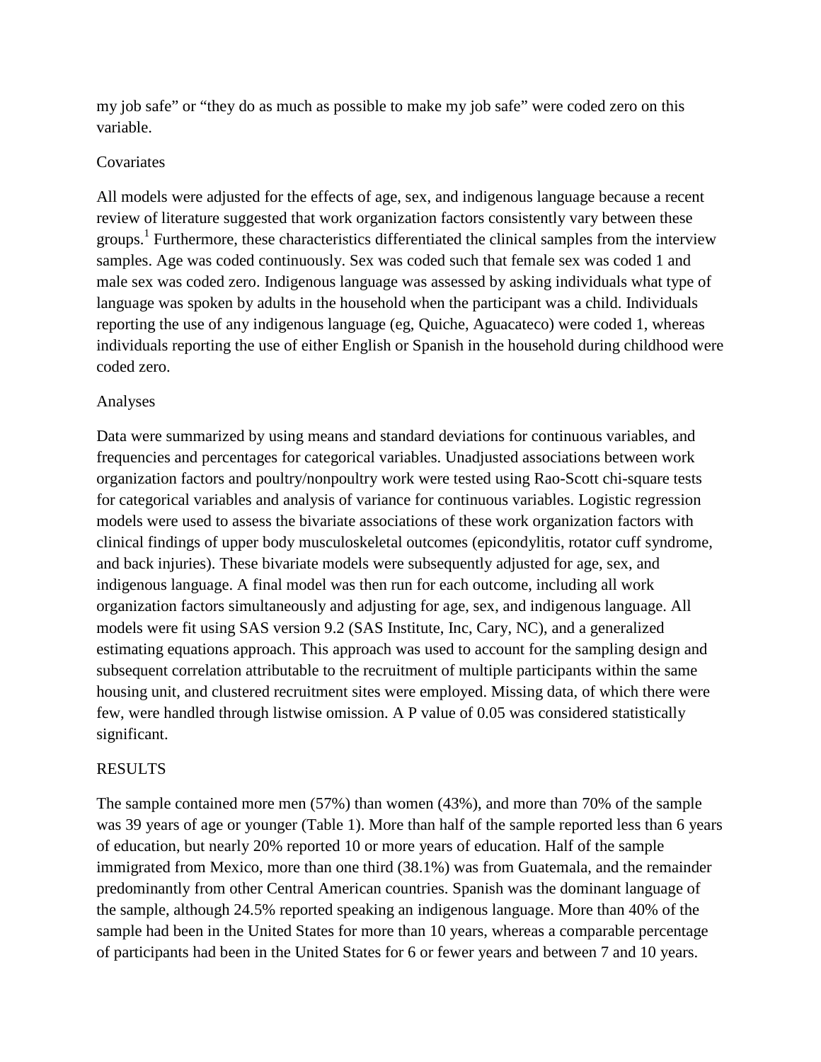my job safe" or "they do as much as possible to make my job safe" were coded zero on this variable.

### Covariates

All models were adjusted for the effects of age, sex, and indigenous language because a recent review of literature suggested that work organization factors consistently vary between these groups.[1] Furthermore, these characteristics differentiated the clinical samples from the interview samples. Age was coded continuously. Sex was coded such that female sex was coded 1 and male sex was coded zero. Indigenous language was assessed by asking individuals what type of language was spoken by adults in the household when the participant was a child. Individuals reporting the use of any indigenous language (eg, Quiche, Aguacateco) were coded 1, whereas individuals reporting the use of either English or Spanish in the household during childhood were coded zero.

### Analyses

Data were summarized by using means and standard deviations for continuous variables, and frequencies and percentages for categorical variables. Unadjusted associations between work organization factors and poultry/nonpoultry work were tested using Rao-Scott chi-square tests for categorical variables and analysis of variance for continuous variables. Logistic regression models were used to assess the bivariate associations of these work organization factors with clinical findings of upper body musculoskeletal outcomes (epicondylitis, rotator cuff syndrome, and back injuries). These bivariate models were subsequently adjusted for age, sex, and indigenous language. A final model was then run for each outcome, including all work organization factors simultaneously and adjusting for age, sex, and indigenous language. All models were fit using SAS version 9.2 (SAS Institute, Inc, Cary, NC), and a generalized estimating equations approach. This approach was used to account for the sampling design and subsequent correlation attributable to the recruitment of multiple participants within the same housing unit, and clustered recruitment sites were employed. Missing data, of which there were few, were handled through listwise omission. A P value of 0.05 was considered statistically significant.

## RESULTS

The sample contained more men (57%) than women (43%), and more than 70% of the sample was 39 years of age or younger (Table 1). More than half of the sample reported less than 6 years of education, but nearly 20% reported 10 or more years of education. Half of the sample immigrated from Mexico, more than one third (38.1%) was from Guatemala, and the remainder predominantly from other Central American countries. Spanish was the dominant language of the sample, although 24.5% reported speaking an indigenous language. More than 40% of the sample had been in the United States for more than 10 years, whereas a comparable percentage of participants had been in the United States for 6 or fewer years and between 7 and 10 years.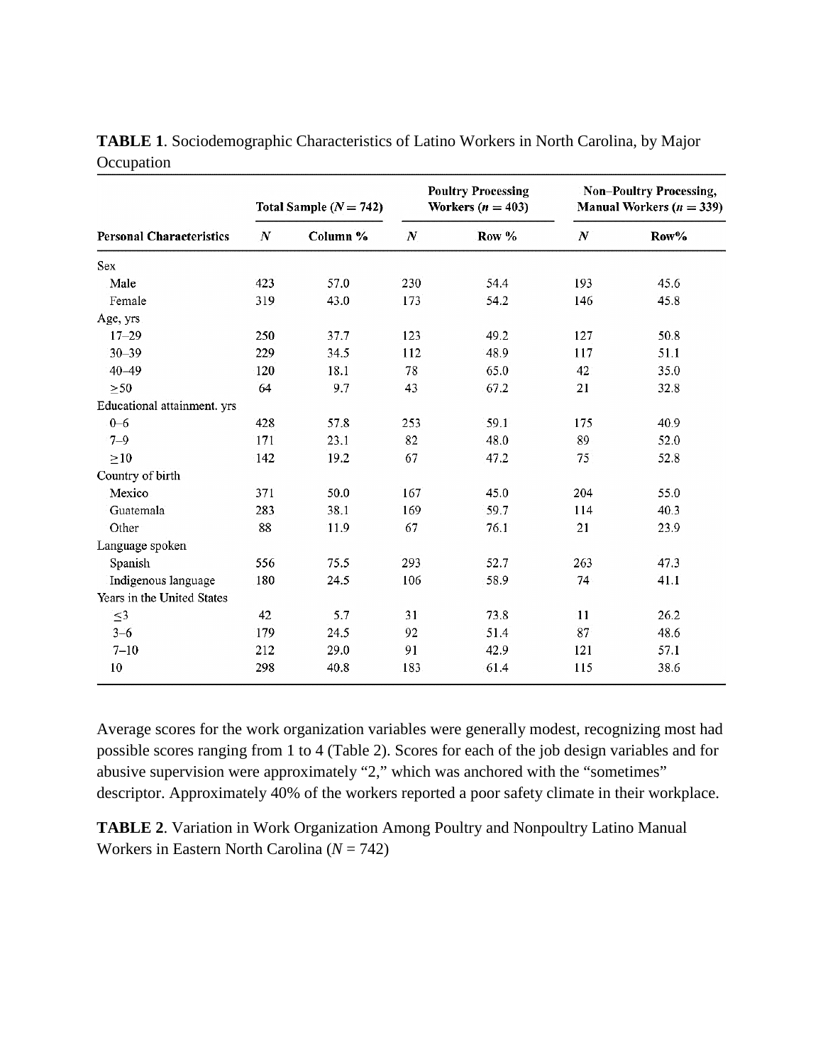**TABLE 1**. Sociodemographic Characteristics of Latino Workers in North Carolina, by Major Occupation

| | Total Sample ($N = 742$) | | Poultry Processing Workers ($n = 403$) | | Non–Poultry Processing, Manual Workers ($n = 339$) | |
|---|---|---|---|---|---|---|
| **Personal Characteristics** | ***N*** | **Column %** | ***N*** | **Row %** | ***N*** | **Row%** |
| Sex | | | | | | |
| Male | 423 | 57.0 | 230 | 54.4 | 193 | 45.6 |
| Female | 319 | 43.0 | 173 | 54.2 | 146 | 45.8 |
| Age, yrs | | | | | | |
| 17–29 | 250 | 37.7 | 123 | 49.2 | 127 | 50.8 |
| 30–39 | 229 | 34.5 | 112 | 48.9 | 117 | 51.1 |
| 40–49 | 120 | 18.1 | 78 | 65.0 | 42 | 35.0 |
| ≥50 | 64 | 9.7 | 43 | 67.2 | 21 | 32.8 |
| Educational attainment. yrs | | | | | | |
| 0–6 | 428 | 57.8 | 253 | 59.1 | 175 | 40.9 |
| 7–9 | 171 | 23.1 | 82 | 48.0 | 89 | 52.0 |
| ≥10 | 142 | 19.2 | 67 | 47.2 | 75 | 52.8 |
| Country of birth | | | | | | |
| Mexico | 371 | 50.0 | 167 | 45.0 | 204 | 55.0 |
| Guatemala | 283 | 38.1 | 169 | 59.7 | 114 | 40.3 |
| Other | 88 | 11.9 | 67 | 76.1 | 21 | 23.9 |
| Language spoken | | | | | | |
| Spanish | 556 | 75.5 | 293 | 52.7 | 263 | 47.3 |
| Indigenous language | 180 | 24.5 | 106 | 58.9 | 74 | 41.1 |
| Years in the United States | | | | | | |
| ≤3 | 42 | 5.7 | 31 | 73.8 | 11 | 26.2 |
| 3–6 | 179 | 24.5 | 92 | 51.4 | 87 | 48.6 |
| 7–10 | 212 | 29.0 | 91 | 42.9 | 121 | 57.1 |
| 10 | 298 | 40.8 | 183 | 61.4 | 115 | 38.6 |

Average scores for the work organization variables were generally modest, recognizing most had possible scores ranging from 1 to 4 (Table 2). Scores for each of the job design variables and for abusive supervision were approximately “2,” which was anchored with the “sometimes” descriptor. Approximately 40% of the workers reported a poor safety climate in their workplace.

**TABLE 2**. Variation in Work Organization Among Poultry and Nonpoultry Latino Manual Workers in Eastern North Carolina ($N = 742$)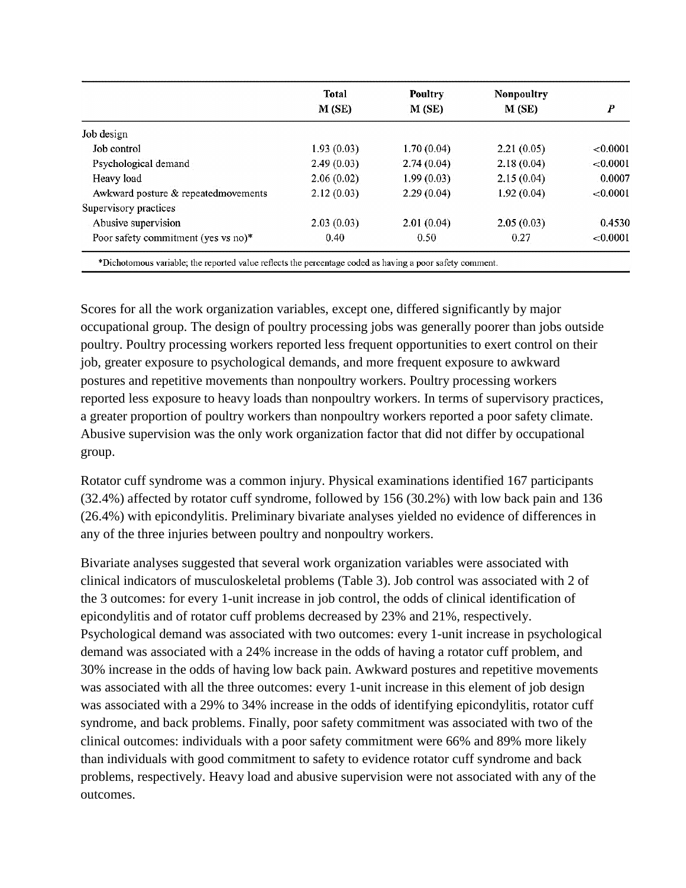|  | Total M (SE) | Poultry M (SE) | Nonpoultry M (SE) | *P* |
|---|---|---|---|---|
| Job design |  |  |  |  |
| Job control | 1.93 (0.03) | 1.70 (0.04) | 2.21 (0.05) | <0.0001 |
| Psychological demand | 2.49 (0.03) | 2.74 (0.04) | 2.18 (0.04) | <0.0001 |
| Heavy load | 2.06 (0.02) | 1.99 (0.03) | 2.15 (0.04) | 0.0007 |
| Awkward posture & repeatedmovements | 2.12 (0.03) | 2.29 (0.04) | 1.92 (0.04) | <0.0001 |
| Supervisory practices |  |  |  |  |
| Abusive supervision | 2.03 (0.03) | 2.01 (0.04) | 2.05 (0.03) | 0.4530 |
| Poor safety commitment (yes vs no)* | 0.40 | 0.50 | 0.27 | <0.0001 |

*Dichotomous variable; the reported value reflects the percentage coded as having a poor safety comment.

Scores for all the work organization variables, except one, differed significantly by major occupational group. The design of poultry processing jobs was generally poorer than jobs outside poultry. Poultry processing workers reported less frequent opportunities to exert control on their job, greater exposure to psychological demands, and more frequent exposure to awkward postures and repetitive movements than nonpoultry workers. Poultry processing workers reported less exposure to heavy loads than nonpoultry workers. In terms of supervisory practices, a greater proportion of poultry workers than nonpoultry workers reported a poor safety climate. Abusive supervision was the only work organization factor that did not differ by occupational group.

Rotator cuff syndrome was a common injury. Physical examinations identified 167 participants (32.4%) affected by rotator cuff syndrome, followed by 156 (30.2%) with low back pain and 136 (26.4%) with epicondylitis. Preliminary bivariate analyses yielded no evidence of differences in any of the three injuries between poultry and nonpoultry workers.

Bivariate analyses suggested that several work organization variables were associated with clinical indicators of musculoskeletal problems (Table 3). Job control was associated with 2 of the 3 outcomes: for every 1-unit increase in job control, the odds of clinical identification of epicondylitis and of rotator cuff problems decreased by 23% and 21%, respectively. Psychological demand was associated with two outcomes: every 1-unit increase in psychological demand was associated with a 24% increase in the odds of having a rotator cuff problem, and 30% increase in the odds of having low back pain. Awkward postures and repetitive movements was associated with all the three outcomes: every 1-unit increase in this element of job design was associated with a 29% to 34% increase in the odds of identifying epicondylitis, rotator cuff syndrome, and back problems. Finally, poor safety commitment was associated with two of the clinical outcomes: individuals with a poor safety commitment were 66% and 89% more likely than individuals with good commitment to safety to evidence rotator cuff syndrome and back problems, respectively. Heavy load and abusive supervision were not associated with any of the outcomes.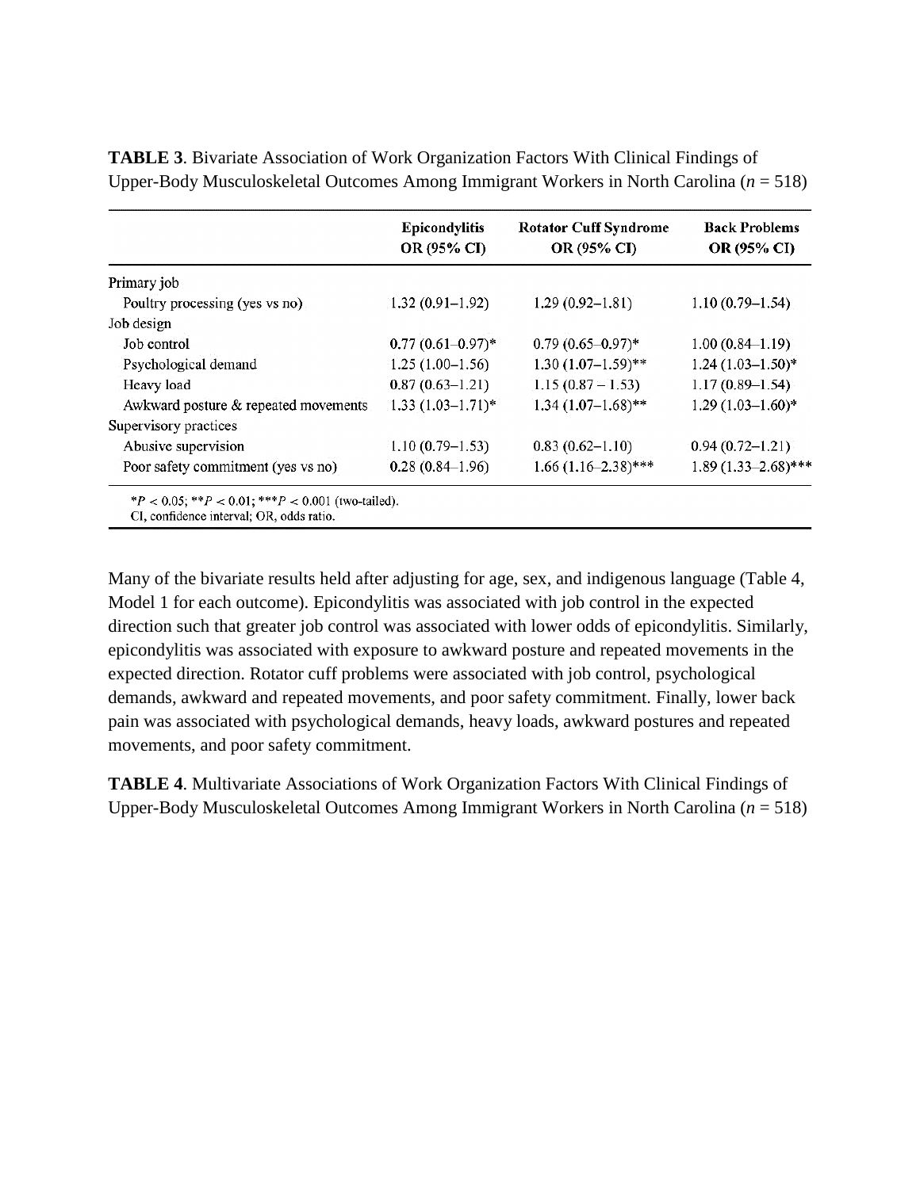**TABLE 3**. Bivariate Association of Work Organization Factors With Clinical Findings of Upper-Body Musculoskeletal Outcomes Among Immigrant Workers in North Carolina (*n* = 518)

| | Epicondylitis OR (95% CI) | Rotator Cuff Syndrome OR (95% CI) | Back Problems OR (95% CI) |
|---|---|---|---|
| Primary job | | | |
| Poultry processing (yes vs no) | 1.32 (0.91–1.92) | 1.29 (0.92–1.81) | 1.10 (0.79–1.54) |
| Job design | | | |
| Job control | 0.77 (0.61–0.97)* | 0.79 (0.65–0.97)* | 1.00 (0.84–1.19) |
| Psychological demand | 1.25 (1.00–1.56) | 1.30 (1.07–1.59)** | 1.24 (1.03–1.50)* |
| Heavy load | 0.87 (0.63–1.21) | 1.15 (0.87 – 1.53) | 1.17 (0.89–1.54) |
| Awkward posture & repeated movements | 1.33 (1.03–1.71)* | 1.34 (1.07–1.68)** | 1.29 (1.03–1.60)* |
| Supervisory practices | | | |
| Abusive supervision | 1.10 (0.79–1.53) | 0.83 (0.62–1.10) | 0.94 (0.72–1.21) |
| Poor safety commitment (yes vs no) | 0.28 (0.84–1.96) | 1.66 (1.16–2.38)*** | 1.89 (1.33–2.68)*** |

*$P < 0.05$; **$P < 0.01$; ***$P < 0.001$ (two-tailed).
CI, confidence interval; OR, odds ratio.

Many of the bivariate results held after adjusting for age, sex, and indigenous language (Table 4, Model 1 for each outcome). Epicondylitis was associated with job control in the expected direction such that greater job control was associated with lower odds of epicondylitis. Similarly, epicondylitis was associated with exposure to awkward posture and repeated movements in the expected direction. Rotator cuff problems were associated with job control, psychological demands, awkward and repeated movements, and poor safety commitment. Finally, lower back pain was associated with psychological demands, heavy loads, awkward postures and repeated movements, and poor safety commitment.

**TABLE 4**. Multivariate Associations of Work Organization Factors With Clinical Findings of Upper-Body Musculoskeletal Outcomes Among Immigrant Workers in North Carolina (*n* = 518)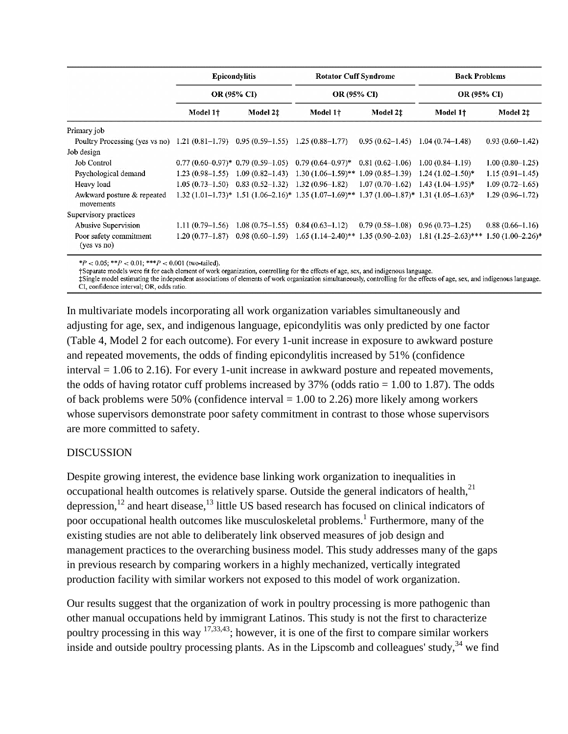| | Epicondylitis | | Rotator Cuff Syndrome | | Back Problems | |
|---|---|---|---|---|---|---|
| | OR (95% CI) | | OR (95% CI) | | OR (95% CI) | |
| | Model 1† | Model 2‡ | Model 1† | Model 2‡ | Model 1† | Model 2‡ |
| Primary job | | | | | | |
| Poultry Processing (yes vs no) | 1.21 (0.81–1.79) | 0.95 (0.59–1.55) | 1.25 (0.88–1.77) | 0.95 (0.62–1.45) | 1.04 (0.74–1.48) | 0.93 (0.60–1.42) |
| Job design | | | | | | |
| Job Control | 0.77 (0.60–0.97)* | 0.79 (0.59–1.05) | 0.79 (0.64–0.97)* | 0.81 (0.62–1.06) | 1.00 (0.84–1.19) | 1.00 (0.80–1.25) |
| Psychological demand | 1.23 (0.98–1.55) | 1.09 (0.82–1.43) | 1.30 (1.06–1.59)** | 1.09 (0.85–1.39) | 1.24 (1.02–1.50)* | 1.15 (0.91–1.45) |
| Heavy load | 1.05 (0.73–1.50) | 0.83 (0.52–1.32) | 1.32 (0.96–1.82) | 1.07 (0.70–1.62) | 1.43 (1.04–1.95)* | 1.09 (0.72–1.65) |
| Awkward posture & repeated movements | 1.32 (1.01–1.73)* | 1.51 (1.06–2.16)* | 1.35 (1.07–1.69)** | 1.37 (1.00–1.87)* | 1.31 (1.05–1.63)* | 1.29 (0.96–1.72) |
| Supervisory practices | | | | | | |
| Abusive Supervision | 1.11 (0.79–1.56) | 1.08 (0.75–1.55) | 0.84 (0.63–1.12) | 0.79 (0.58–1.08) | 0.96 (0.73–1.25) | 0.88 (0.66–1.16) |
| Poor safety commitment (yes vs no) | 1.20 (0.77–1.87) | 0.98 (0.60–1.59) | 1.65 (1.14–2.40)** | 1.35 (0.90–2.03) | 1.81 (1.25–2.63)*** | 1.50 (1.00–2.26)* |

*$P < 0.05$; **$P < 0.01$; ***$P < 0.001$ (two-tailed).

†Separate models were fit for each element of work organization, controlling for the effects of age, sex, and indigenous language.

‡Single model estimating the independent associations of elements of work organization simultaneously, controlling for the effects of age, sex, and indigenous language.

CI, confidence interval; OR, odds ratio.

In multivariate models incorporating all work organization variables simultaneously and adjusting for age, sex, and indigenous language, epicondylitis was only predicted by one factor (Table 4, Model 2 for each outcome). For every 1-unit increase in exposure to awkward posture and repeated movements, the odds of finding epicondylitis increased by 51% (confidence interval = 1.06 to 2.16). For every 1-unit increase in awkward posture and repeated movements, the odds of having rotator cuff problems increased by 37% (odds ratio = 1.00 to 1.87). The odds of back problems were 50% (confidence interval = 1.00 to 2.26) more likely among workers whose supervisors demonstrate poor safety commitment in contrast to those whose supervisors are more committed to safety.

## DISCUSSION

Despite growing interest, the evidence base linking work organization to inequalities in occupational health outcomes is relatively sparse. Outside the general indicators of health,[21] depression,[12] and heart disease,[13] little US based research has focused on clinical indicators of poor occupational health outcomes like musculoskeletal problems.[1] Furthermore, many of the existing studies are not able to deliberately link observed measures of job design and management practices to the overarching business model. This study addresses many of the gaps in previous research by comparing workers in a highly mechanized, vertically integrated production facility with similar workers not exposed to this model of work organization.

Our results suggest that the organization of work in poultry processing is more pathogenic than other manual occupations held by immigrant Latinos. This study is not the first to characterize poultry processing in this way [17,33,43]; however, it is one of the first to compare similar workers inside and outside poultry processing plants. As in the Lipscomb and colleagues' study,[34] we find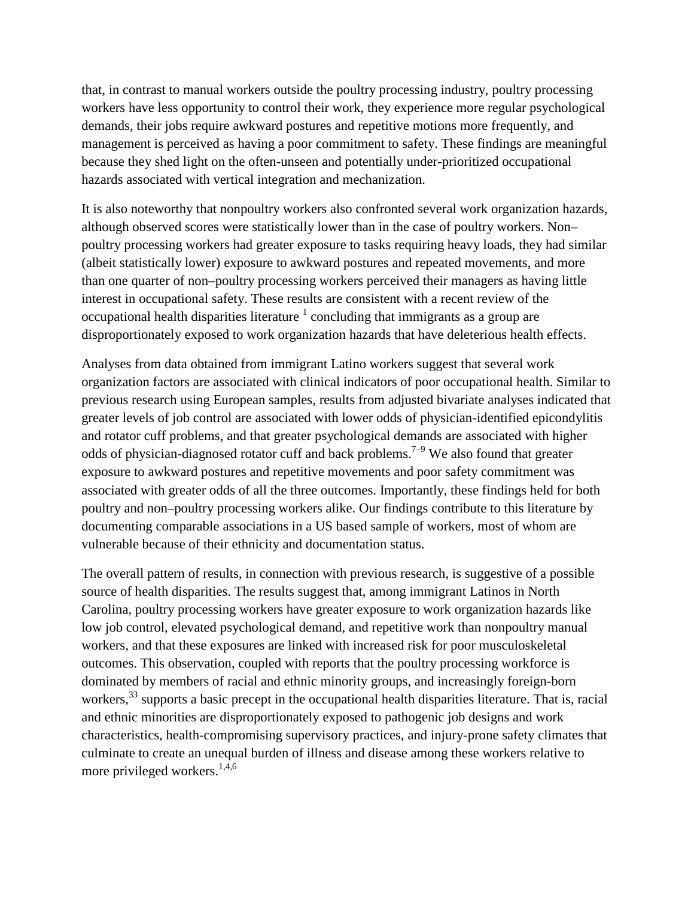that, in contrast to manual workers outside the poultry processing industry, poultry processing workers have less opportunity to control their work, they experience more regular psychological demands, their jobs require awkward postures and repetitive motions more frequently, and management is perceived as having a poor commitment to safety. These findings are meaningful because they shed light on the often-unseen and potentially under-prioritized occupational hazards associated with vertical integration and mechanization.

It is also noteworthy that nonpoultry workers also confronted several work organization hazards, although observed scores were statistically lower than in the case of poultry workers. Non–poultry processing workers had greater exposure to tasks requiring heavy loads, they had similar (albeit statistically lower) exposure to awkward postures and repeated movements, and more than one quarter of non–poultry processing workers perceived their managers as having little interest in occupational safety. These results are consistent with a recent review of the occupational health disparities literature [1] concluding that immigrants as a group are disproportionately exposed to work organization hazards that have deleterious health effects.

Analyses from data obtained from immigrant Latino workers suggest that several work organization factors are associated with clinical indicators of poor occupational health. Similar to previous research using European samples, results from adjusted bivariate analyses indicated that greater levels of job control are associated with lower odds of physician-identified epicondylitis and rotator cuff problems, and that greater psychological demands are associated with higher odds of physician-diagnosed rotator cuff and back problems.[7–9] We also found that greater exposure to awkward postures and repetitive movements and poor safety commitment was associated with greater odds of all the three outcomes. Importantly, these findings held for both poultry and non–poultry processing workers alike. Our findings contribute to this literature by documenting comparable associations in a US based sample of workers, most of whom are vulnerable because of their ethnicity and documentation status.

The overall pattern of results, in connection with previous research, is suggestive of a possible source of health disparities. The results suggest that, among immigrant Latinos in North Carolina, poultry processing workers have greater exposure to work organization hazards like low job control, elevated psychological demand, and repetitive work than nonpoultry manual workers, and that these exposures are linked with increased risk for poor musculoskeletal outcomes. This observation, coupled with reports that the poultry processing workforce is dominated by members of racial and ethnic minority groups, and increasingly foreign-born workers,[33] supports a basic precept in the occupational health disparities literature. That is, racial and ethnic minorities are disproportionately exposed to pathogenic job designs and work characteristics, health-compromising supervisory practices, and injury-prone safety climates that culminate to create an unequal burden of illness and disease among these workers relative to more privileged workers.[1,4,6]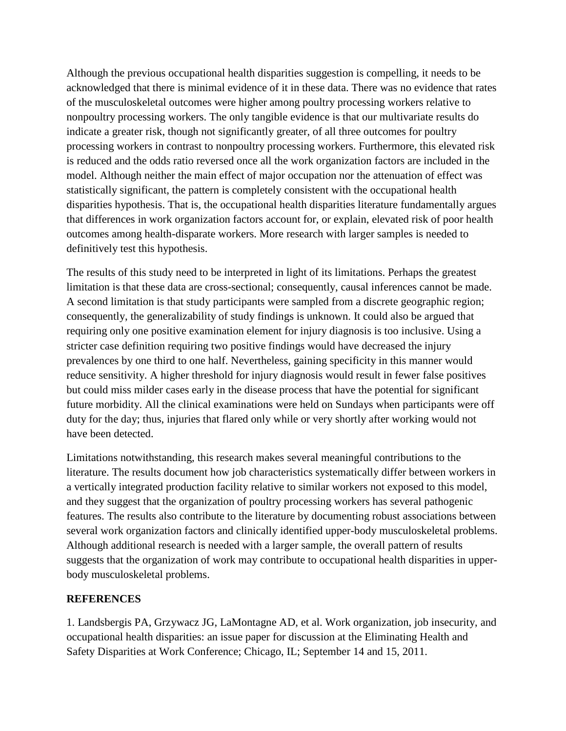Although the previous occupational health disparities suggestion is compelling, it needs to be acknowledged that there is minimal evidence of it in these data. There was no evidence that rates of the musculoskeletal outcomes were higher among poultry processing workers relative to nonpoultry processing workers. The only tangible evidence is that our multivariate results do indicate a greater risk, though not significantly greater, of all three outcomes for poultry processing workers in contrast to nonpoultry processing workers. Furthermore, this elevated risk is reduced and the odds ratio reversed once all the work organization factors are included in the model. Although neither the main effect of major occupation nor the attenuation of effect was statistically significant, the pattern is completely consistent with the occupational health disparities hypothesis. That is, the occupational health disparities literature fundamentally argues that differences in work organization factors account for, or explain, elevated risk of poor health outcomes among health-disparate workers. More research with larger samples is needed to definitively test this hypothesis.

The results of this study need to be interpreted in light of its limitations. Perhaps the greatest limitation is that these data are cross-sectional; consequently, causal inferences cannot be made. A second limitation is that study participants were sampled from a discrete geographic region; consequently, the generalizability of study findings is unknown. It could also be argued that requiring only one positive examination element for injury diagnosis is too inclusive. Using a stricter case definition requiring two positive findings would have decreased the injury prevalences by one third to one half. Nevertheless, gaining specificity in this manner would reduce sensitivity. A higher threshold for injury diagnosis would result in fewer false positives but could miss milder cases early in the disease process that have the potential for significant future morbidity. All the clinical examinations were held on Sundays when participants were off duty for the day; thus, injuries that flared only while or very shortly after working would not have been detected.

Limitations notwithstanding, this research makes several meaningful contributions to the literature. The results document how job characteristics systematically differ between workers in a vertically integrated production facility relative to similar workers not exposed to this model, and they suggest that the organization of poultry processing workers has several pathogenic features. The results also contribute to the literature by documenting robust associations between several work organization factors and clinically identified upper-body musculoskeletal problems. Although additional research is needed with a larger sample, the overall pattern of results suggests that the organization of work may contribute to occupational health disparities in upper-body musculoskeletal problems.

## REFERENCES

1. Landsbergis PA, Grzywacz JG, LaMontagne AD, et al. Work organization, job insecurity, and occupational health disparities: an issue paper for discussion at the Eliminating Health and Safety Disparities at Work Conference; Chicago, IL; September 14 and 15, 2011.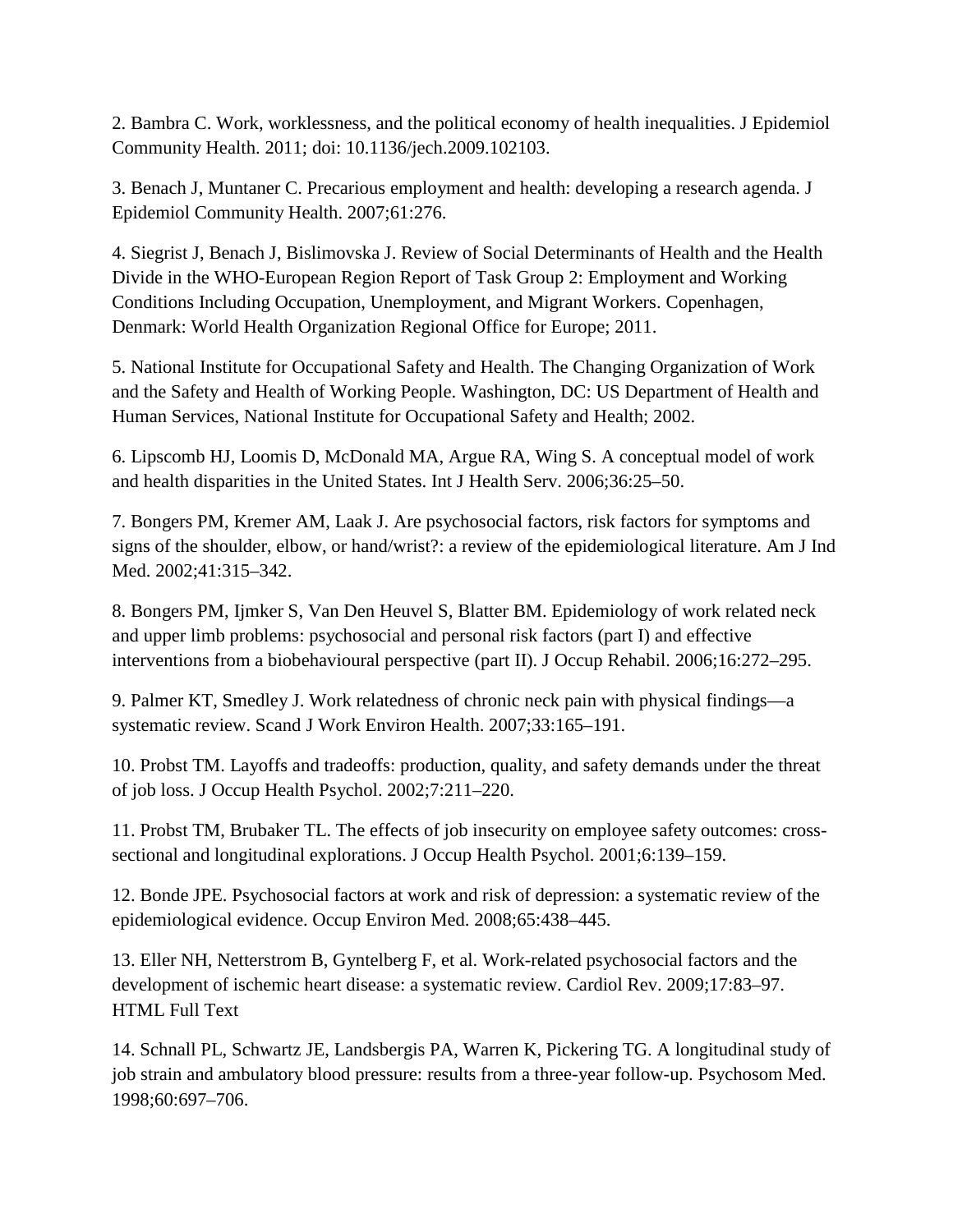2. Bambra C. Work, worklessness, and the political economy of health inequalities. J Epidemiol Community Health. 2011; doi: 10.1136/jech.2009.102103.

3. Benach J, Muntaner C. Precarious employment and health: developing a research agenda. J Epidemiol Community Health. 2007;61:276.

4. Siegrist J, Benach J, Bislimovska J. Review of Social Determinants of Health and the Health Divide in the WHO-European Region Report of Task Group 2: Employment and Working Conditions Including Occupation, Unemployment, and Migrant Workers. Copenhagen, Denmark: World Health Organization Regional Office for Europe; 2011.

5. National Institute for Occupational Safety and Health. The Changing Organization of Work and the Safety and Health of Working People. Washington, DC: US Department of Health and Human Services, National Institute for Occupational Safety and Health; 2002.

6. Lipscomb HJ, Loomis D, McDonald MA, Argue RA, Wing S. A conceptual model of work and health disparities in the United States. Int J Health Serv. 2006;36:25–50.

7. Bongers PM, Kremer AM, Laak J. Are psychosocial factors, risk factors for symptoms and signs of the shoulder, elbow, or hand/wrist?: a review of the epidemiological literature. Am J Ind Med. 2002;41:315–342.

8. Bongers PM, Ijmker S, Van Den Heuvel S, Blatter BM. Epidemiology of work related neck and upper limb problems: psychosocial and personal risk factors (part I) and effective interventions from a biobehavioural perspective (part II). J Occup Rehabil. 2006;16:272–295.

9. Palmer KT, Smedley J. Work relatedness of chronic neck pain with physical findings—a systematic review. Scand J Work Environ Health. 2007;33:165–191.

10. Probst TM. Layoffs and tradeoffs: production, quality, and safety demands under the threat of job loss. J Occup Health Psychol. 2002;7:211–220.

11. Probst TM, Brubaker TL. The effects of job insecurity on employee safety outcomes: cross-sectional and longitudinal explorations. J Occup Health Psychol. 2001;6:139–159.

12. Bonde JPE. Psychosocial factors at work and risk of depression: a systematic review of the epidemiological evidence. Occup Environ Med. 2008;65:438–445.

13. Eller NH, Netterstrom B, Gyntelberg F, et al. Work-related psychosocial factors and the development of ischemic heart disease: a systematic review. Cardiol Rev. 2009;17:83–97. HTML Full Text

14. Schnall PL, Schwartz JE, Landsbergis PA, Warren K, Pickering TG. A longitudinal study of job strain and ambulatory blood pressure: results from a three-year follow-up. Psychosom Med. 1998;60:697–706.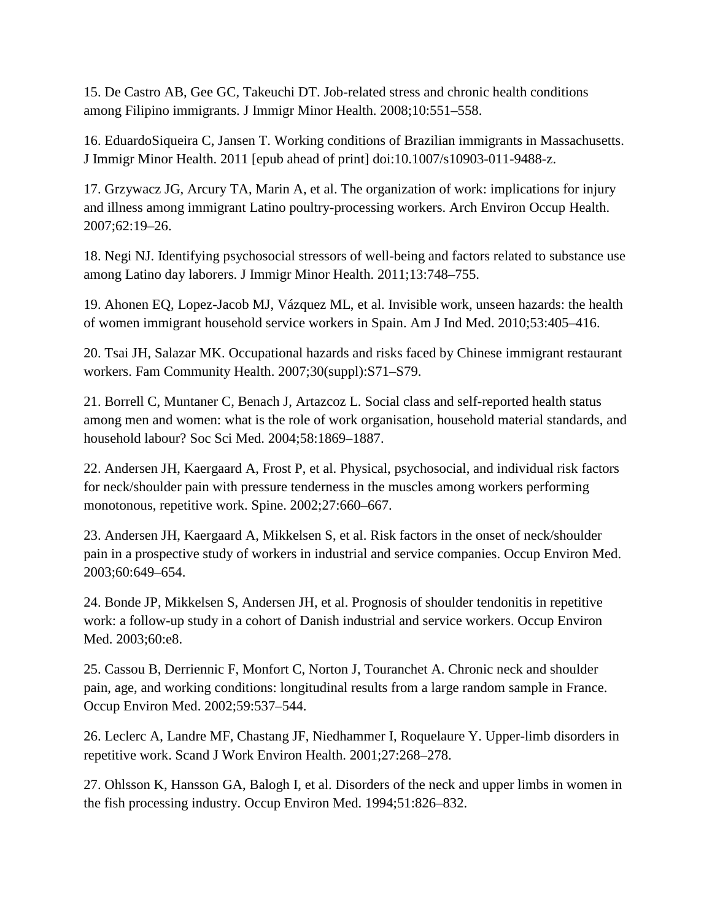15. De Castro AB, Gee GC, Takeuchi DT. Job-related stress and chronic health conditions among Filipino immigrants. J Immigr Minor Health. 2008;10:551–558.

16. EduardoSiqueira C, Jansen T. Working conditions of Brazilian immigrants in Massachusetts. J Immigr Minor Health. 2011 [epub ahead of print] doi:10.1007/s10903-011-9488-z.

17. Grzywacz JG, Arcury TA, Marin A, et al. The organization of work: implications for injury and illness among immigrant Latino poultry-processing workers. Arch Environ Occup Health. 2007;62:19–26.

18. Negi NJ. Identifying psychosocial stressors of well-being and factors related to substance use among Latino day laborers. J Immigr Minor Health. 2011;13:748–755.

19. Ahonen EQ, Lopez-Jacob MJ, Vázquez ML, et al. Invisible work, unseen hazards: the health of women immigrant household service workers in Spain. Am J Ind Med. 2010;53:405–416.

20. Tsai JH, Salazar MK. Occupational hazards and risks faced by Chinese immigrant restaurant workers. Fam Community Health. 2007;30(suppl):S71–S79.

21. Borrell C, Muntaner C, Benach J, Artazcoz L. Social class and self-reported health status among men and women: what is the role of work organisation, household material standards, and household labour? Soc Sci Med. 2004;58:1869–1887.

22. Andersen JH, Kaergaard A, Frost P, et al. Physical, psychosocial, and individual risk factors for neck/shoulder pain with pressure tenderness in the muscles among workers performing monotonous, repetitive work. Spine. 2002;27:660–667.

23. Andersen JH, Kaergaard A, Mikkelsen S, et al. Risk factors in the onset of neck/shoulder pain in a prospective study of workers in industrial and service companies. Occup Environ Med. 2003;60:649–654.

24. Bonde JP, Mikkelsen S, Andersen JH, et al. Prognosis of shoulder tendonitis in repetitive work: a follow-up study in a cohort of Danish industrial and service workers. Occup Environ Med. 2003;60:e8.

25. Cassou B, Derriennic F, Monfort C, Norton J, Touranchet A. Chronic neck and shoulder pain, age, and working conditions: longitudinal results from a large random sample in France. Occup Environ Med. 2002;59:537–544.

26. Leclerc A, Landre MF, Chastang JF, Niedhammer I, Roquelaure Y. Upper-limb disorders in repetitive work. Scand J Work Environ Health. 2001;27:268–278.

27. Ohlsson K, Hansson GA, Balogh I, et al. Disorders of the neck and upper limbs in women in the fish processing industry. Occup Environ Med. 1994;51:826–832.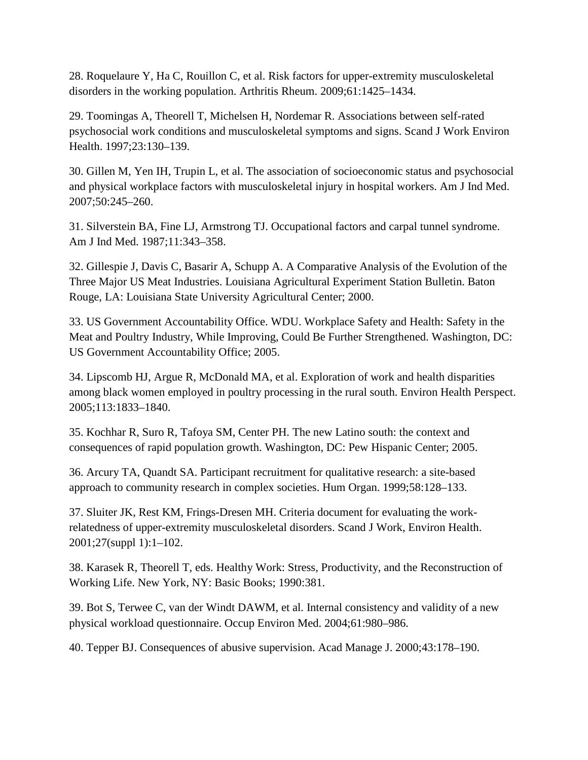28. Roquelaure Y, Ha C, Rouillon C, et al. Risk factors for upper-extremity musculoskeletal disorders in the working population. Arthritis Rheum. 2009;61:1425–1434.

29. Toomingas A, Theorell T, Michelsen H, Nordemar R. Associations between self-rated psychosocial work conditions and musculoskeletal symptoms and signs. Scand J Work Environ Health. 1997;23:130–139.

30. Gillen M, Yen IH, Trupin L, et al. The association of socioeconomic status and psychosocial and physical workplace factors with musculoskeletal injury in hospital workers. Am J Ind Med. 2007;50:245–260.

31. Silverstein BA, Fine LJ, Armstrong TJ. Occupational factors and carpal tunnel syndrome. Am J Ind Med. 1987;11:343–358.

32. Gillespie J, Davis C, Basarir A, Schupp A. A Comparative Analysis of the Evolution of the Three Major US Meat Industries. Louisiana Agricultural Experiment Station Bulletin. Baton Rouge, LA: Louisiana State University Agricultural Center; 2000.

33. US Government Accountability Office. WDU. Workplace Safety and Health: Safety in the Meat and Poultry Industry, While Improving, Could Be Further Strengthened. Washington, DC: US Government Accountability Office; 2005.

34. Lipscomb HJ, Argue R, McDonald MA, et al. Exploration of work and health disparities among black women employed in poultry processing in the rural south. Environ Health Perspect. 2005;113:1833–1840.

35. Kochhar R, Suro R, Tafoya SM, Center PH. The new Latino south: the context and consequences of rapid population growth. Washington, DC: Pew Hispanic Center; 2005.

36. Arcury TA, Quandt SA. Participant recruitment for qualitative research: a site-based approach to community research in complex societies. Hum Organ. 1999;58:128–133.

37. Sluiter JK, Rest KM, Frings-Dresen MH. Criteria document for evaluating the work-relatedness of upper-extremity musculoskeletal disorders. Scand J Work, Environ Health. 2001;27(suppl 1):1–102.

38. Karasek R, Theorell T, eds. Healthy Work: Stress, Productivity, and the Reconstruction of Working Life. New York, NY: Basic Books; 1990:381.

39. Bot S, Terwee C, van der Windt DAWM, et al. Internal consistency and validity of a new physical workload questionnaire. Occup Environ Med. 2004;61:980–986.

40. Tepper BJ. Consequences of abusive supervision. Acad Manage J. 2000;43:178–190.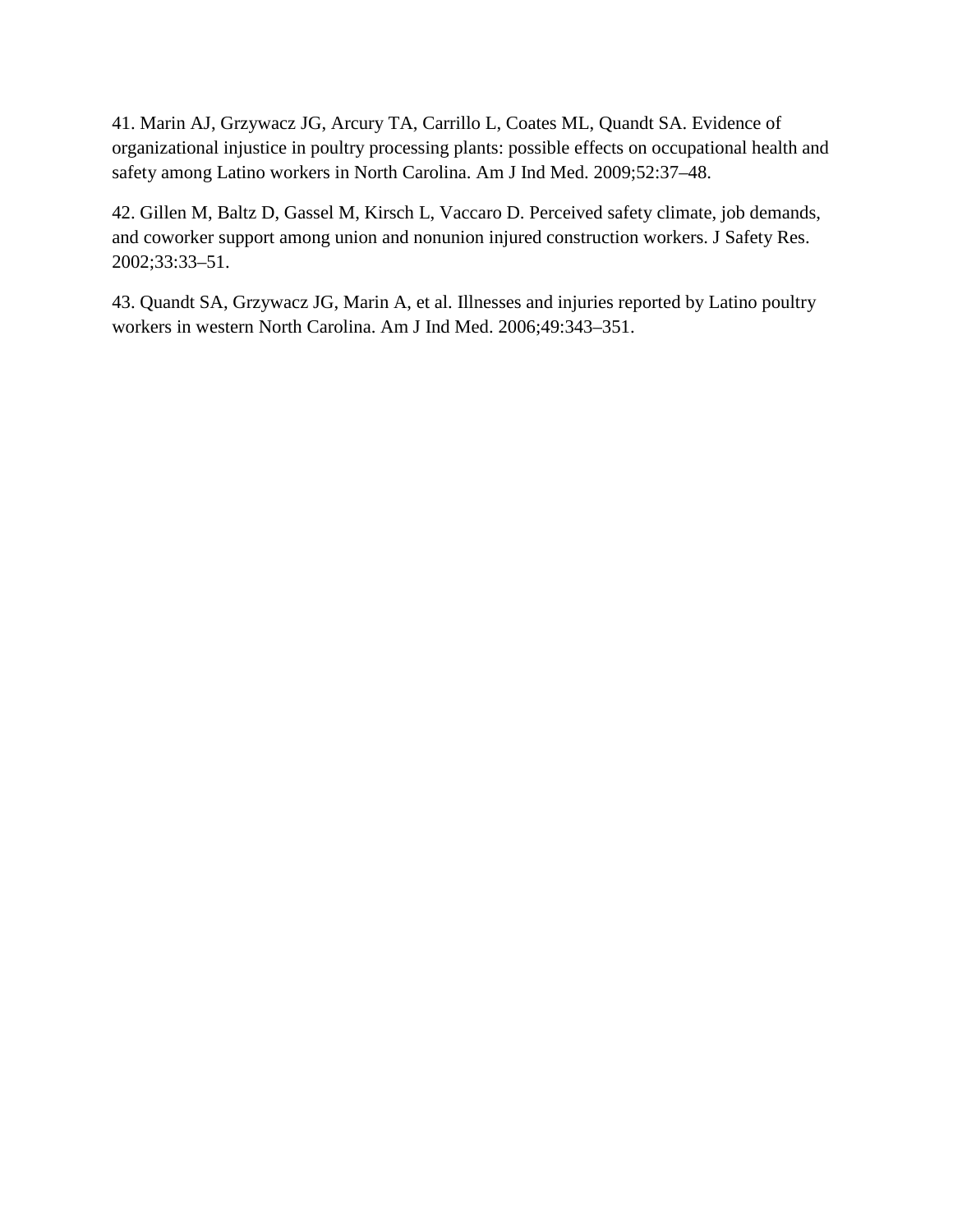41. Marin AJ, Grzywacz JG, Arcury TA, Carrillo L, Coates ML, Quandt SA. Evidence of organizational injustice in poultry processing plants: possible effects on occupational health and safety among Latino workers in North Carolina. Am J Ind Med. 2009;52:37–48.

42. Gillen M, Baltz D, Gassel M, Kirsch L, Vaccaro D. Perceived safety climate, job demands, and coworker support among union and nonunion injured construction workers. J Safety Res. 2002;33:33–51.

43. Quandt SA, Grzywacz JG, Marin A, et al. Illnesses and injuries reported by Latino poultry workers in western North Carolina. Am J Ind Med. 2006;49:343–351.